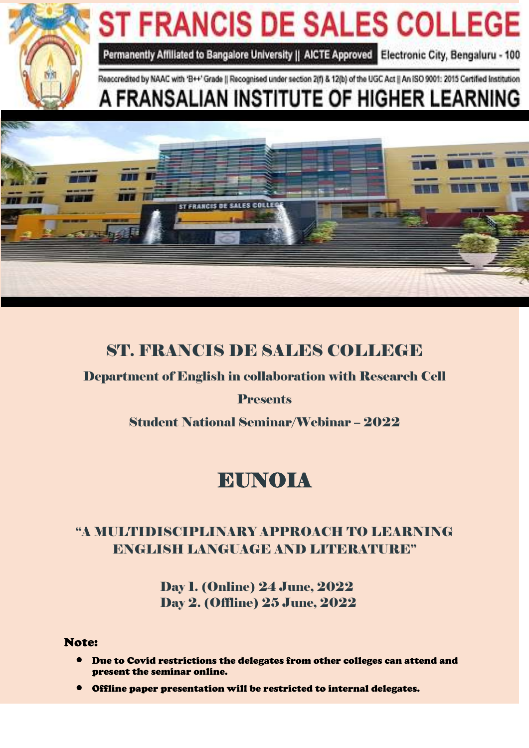# ST FRANCIS DE SALES COLLEGE

Permanently Affiliated to Bangalore University || AICTE Approved Electronic City, Bengaluru - 100

Reaccredited by NAAC with 'B++' Grade || Recognised under section 2(f) & 12(b) of the UGC Act || An ISO 9001: 2015 Certified Institution

## A FRANSALIAN INSTITUTE OF HIGHER LEARNING

## ST. FRANCIS DE SALES COLLEGE

**Department of English in collaboration with Research Cell**

**Presents**

**Student National Seminar/Webinar – 2022**

# EUNOIA

## "A MULTIDISCIPLINARY APPROACH TO LEARNING ENGLISH LANGUAGE AND LITERATURE"

**Day 1. (Online) 24 June, 2022**
**Day 2. (Offline) 25 June, 2022**

**Note:**

- **Due to Covid restrictions the delegates from other colleges can attend and present the seminar online.**
- **Offline paper presentation will be restricted to internal delegates.**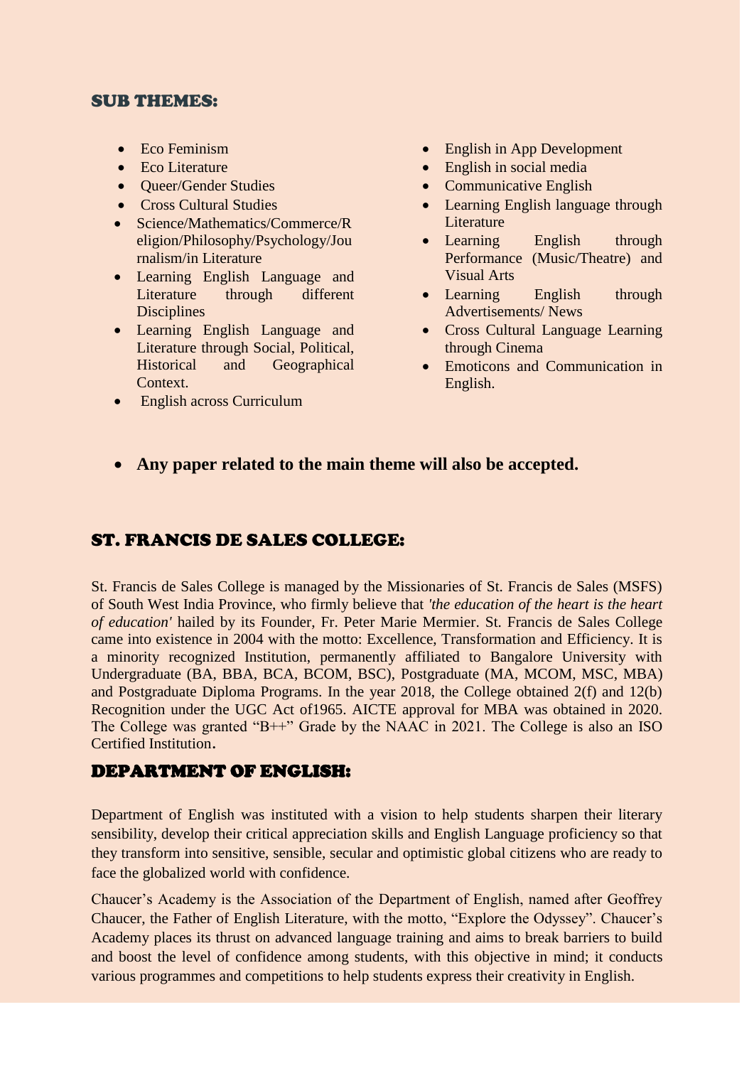## SUB THEMES:

- Eco Feminism
- Eco Literature
- Queer/Gender Studies
- Cross Cultural Studies
- Science/Mathematics/Commerce/Religion/Philosophy/Psychology/Journalism/in Literature
- Learning English Language and Literature through different Disciplines
- Learning English Language and Literature through Social, Political, Historical and Geographical Context.
- English across Curriculum
- English in App Development
- English in social media
- Communicative English
- Learning English language through Literature
- Learning English through Performance (Music/Theatre) and Visual Arts
- Learning English through Advertisements/ News
- Cross Cultural Language Learning through Cinema
- Emoticons and Communication in English.

- **Any paper related to the main theme will also be accepted.**

## ST. FRANCIS DE SALES COLLEGE:

St. Francis de Sales College is managed by the Missionaries of St. Francis de Sales (MSFS) of South West India Province, who firmly believe that *'the education of the heart is the heart of education'* hailed by its Founder, Fr. Peter Marie Mermier. St. Francis de Sales College came into existence in 2004 with the motto: Excellence, Transformation and Efficiency. It is a minority recognized Institution, permanently affiliated to Bangalore University with Undergraduate (BA, BBA, BCA, BCOM, BSC), Postgraduate (MA, MCOM, MSC, MBA) and Postgraduate Diploma Programs. In the year 2018, the College obtained 2(f) and 12(b) Recognition under the UGC Act of1965. AICTE approval for MBA was obtained in 2020. The College was granted "B++" Grade by the NAAC in 2021. The College is also an ISO Certified Institution.

## DEPARTMENT OF ENGLISH:

Department of English was instituted with a vision to help students sharpen their literary sensibility, develop their critical appreciation skills and English Language proficiency so that they transform into sensitive, sensible, secular and optimistic global citizens who are ready to face the globalized world with confidence.

Chaucer's Academy is the Association of the Department of English, named after Geoffrey Chaucer, the Father of English Literature, with the motto, "Explore the Odyssey". Chaucer's Academy places its thrust on advanced language training and aims to break barriers to build and boost the level of confidence among students, with this objective in mind; it conducts various programmes and competitions to help students express their creativity in English.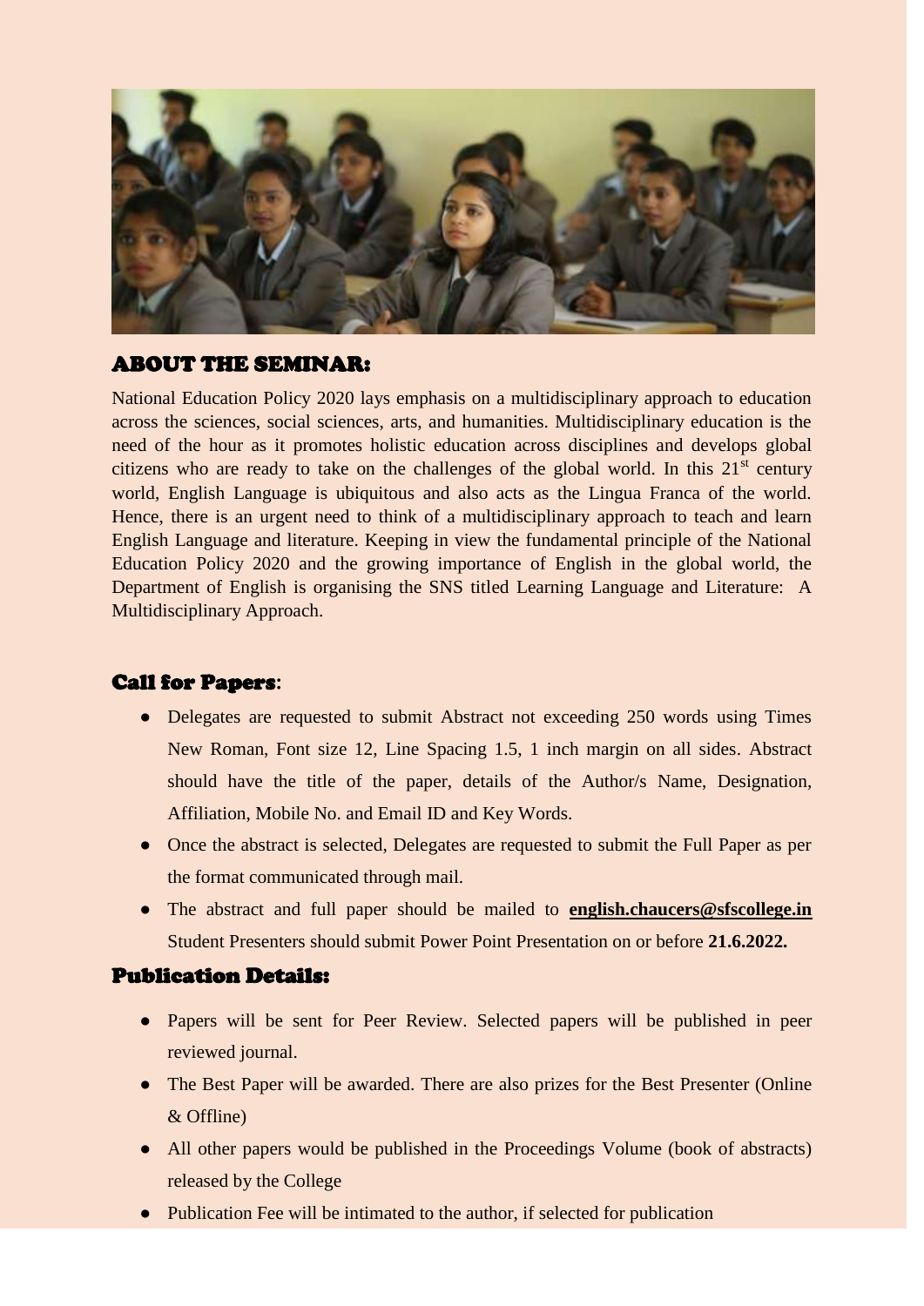## ABOUT THE SEMINAR:

National Education Policy 2020 lays emphasis on a multidisciplinary approach to education across the sciences, social sciences, arts, and humanities. Multidisciplinary education is the need of the hour as it promotes holistic education across disciplines and develops global citizens who are ready to take on the challenges of the global world. In this 21st century world, English Language is ubiquitous and also acts as the Lingua Franca of the world. Hence, there is an urgent need to think of a multidisciplinary approach to teach and learn English Language and literature. Keeping in view the fundamental principle of the National Education Policy 2020 and the growing importance of English in the global world, the Department of English is organising the SNS titled Learning Language and Literature: A Multidisciplinary Approach.

## Call for Papers:

- Delegates are requested to submit Abstract not exceeding 250 words using Times New Roman, Font size 12, Line Spacing 1.5, 1 inch margin on all sides. Abstract should have the title of the paper, details of the Author/s Name, Designation, Affiliation, Mobile No. and Email ID and Key Words.
- Once the abstract is selected, Delegates are requested to submit the Full Paper as per the format communicated through mail.
- The abstract and full paper should be mailed to **english.chaucers@sfscollege.in** Student Presenters should submit Power Point Presentation on or before **21.6.2022.**

## Publication Details:

- Papers will be sent for Peer Review. Selected papers will be published in peer reviewed journal.
- The Best Paper will be awarded. There are also prizes for the Best Presenter (Online & Offline)
- All other papers would be published in the Proceedings Volume (book of abstracts) released by the College
- Publication Fee will be intimated to the author, if selected for publication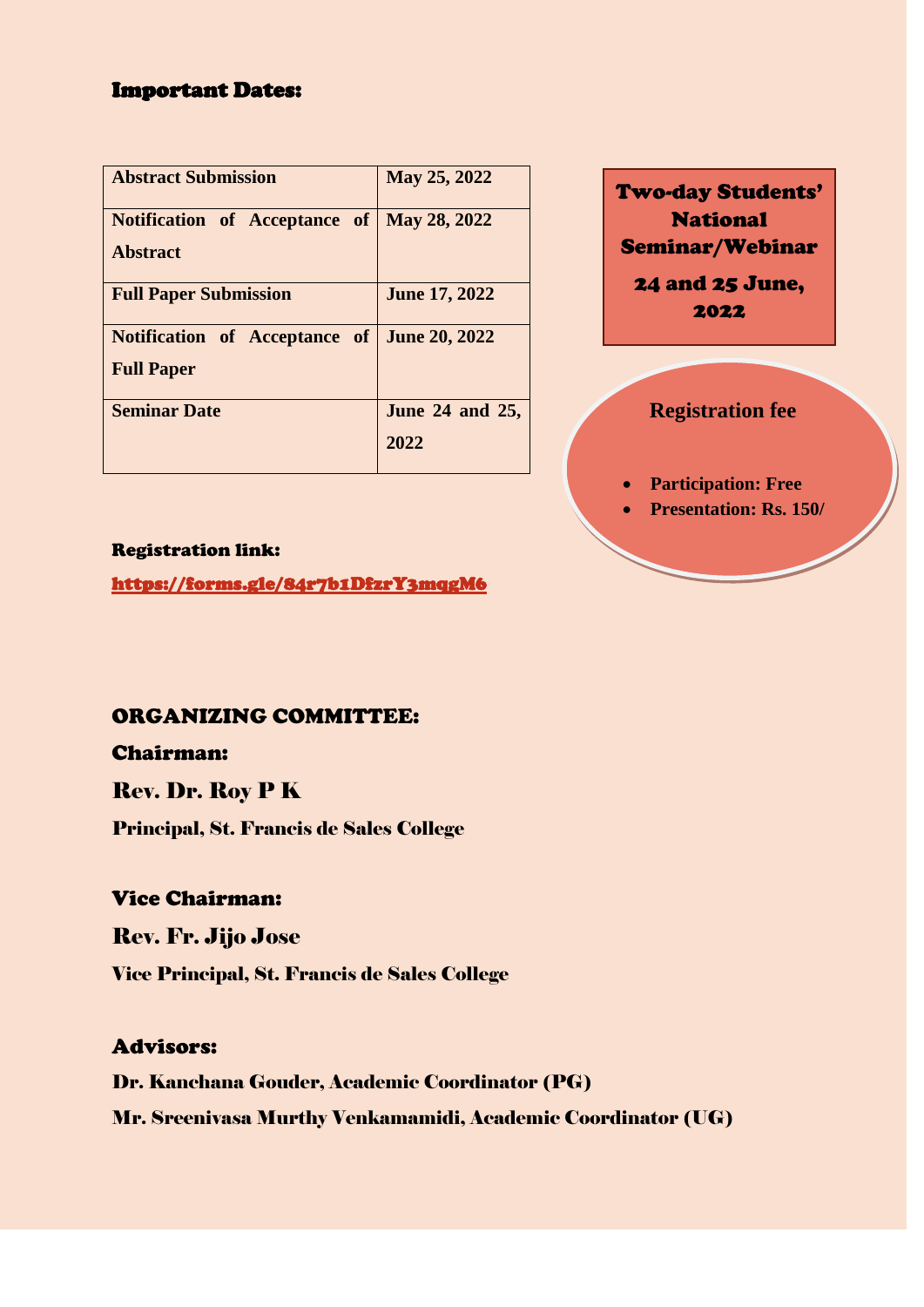## Important Dates:

| Abstract Submission | May 25, 2022 |
|---|---|
| Notification of Acceptance of Abstract | May 28, 2022 |
| Full Paper Submission | June 17, 2022 |
| Notification of Acceptance of Full Paper | June 20, 2022 |
| Seminar Date | June 24 and 25, 2022 |

**Two-day Students' National Seminar/Webinar**

**24 and 25 June, 2022**

**Registration fee**

- **Participation: Free**
- **Presentation: Rs. 150/**

**Registration link:**

https://forms.gle/84r7b1DfzrY3mqgM6

## ORGANIZING COMMITTEE:

### Chairman:

**Rev. Dr. Roy P K**

**Principal, St. Francis de Sales College**

### Vice Chairman:

**Rev. Fr. Jijo Jose**

**Vice Principal, St. Francis de Sales College**

### Advisors:

**Dr. Kanchana Gouder, Academic Coordinator (PG)**

**Mr. Sreenivasa Murthy Venkamamidi, Academic Coordinator (UG)**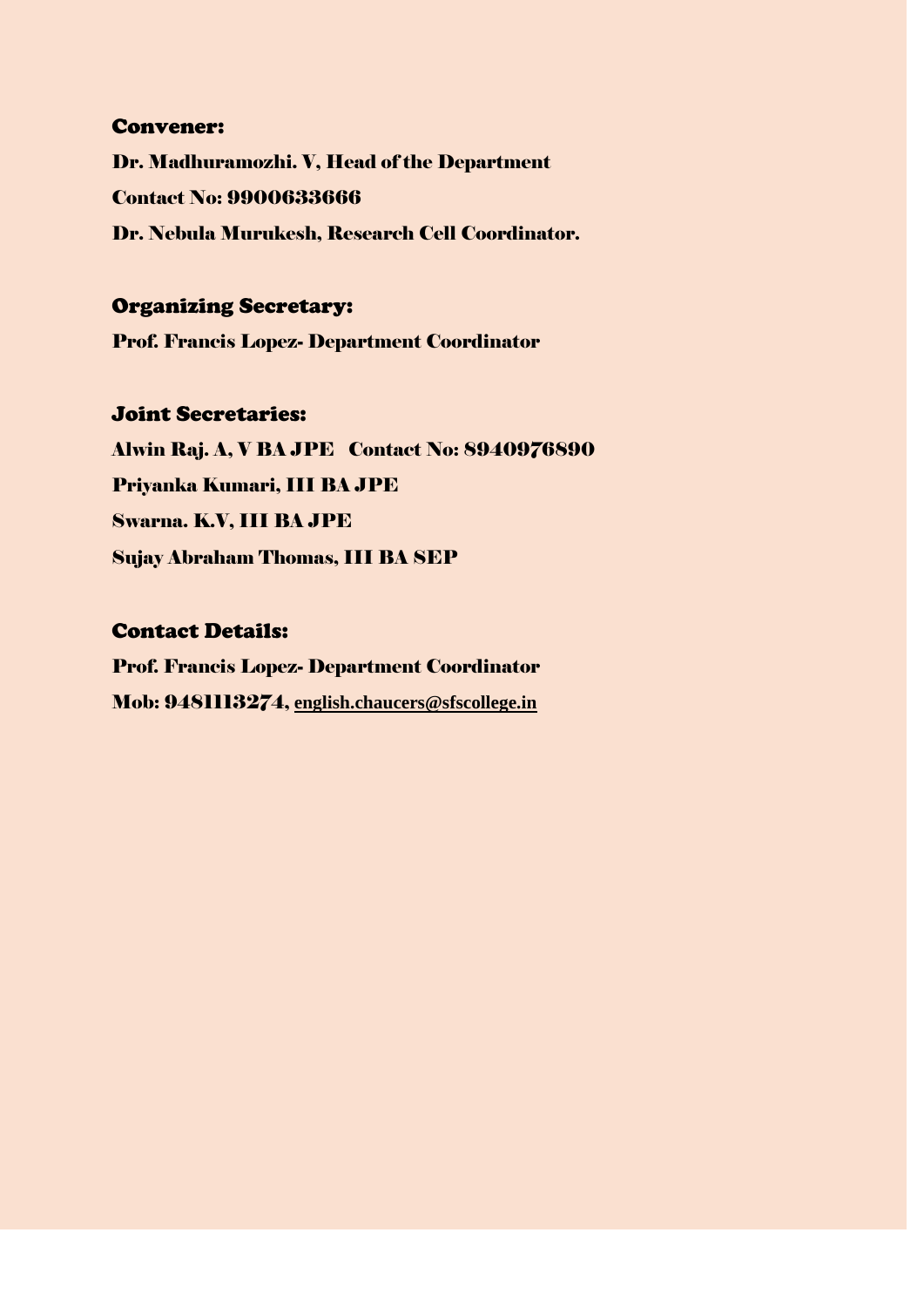**Convener:**

**Dr. Madhuramozhi. V, Head of the Department**

**Contact No: 9900633666**

**Dr. Nebula Murukesh, Research Cell Coordinator.**

**Organizing Secretary:**

**Prof. Francis Lopez- Department Coordinator**

**Joint Secretaries:**

**Alwin Raj. A, V BA JPE Contact No: 8940976890**

**Priyanka Kumari, III BA JPE**

**Swarna. K.V, III BA JPE**

**Sujay Abraham Thomas, III BA SEP**

**Contact Details:**

**Prof. Francis Lopez- Department Coordinator**

**Mob: 9481113274, english.chaucers@sfscollege.in**